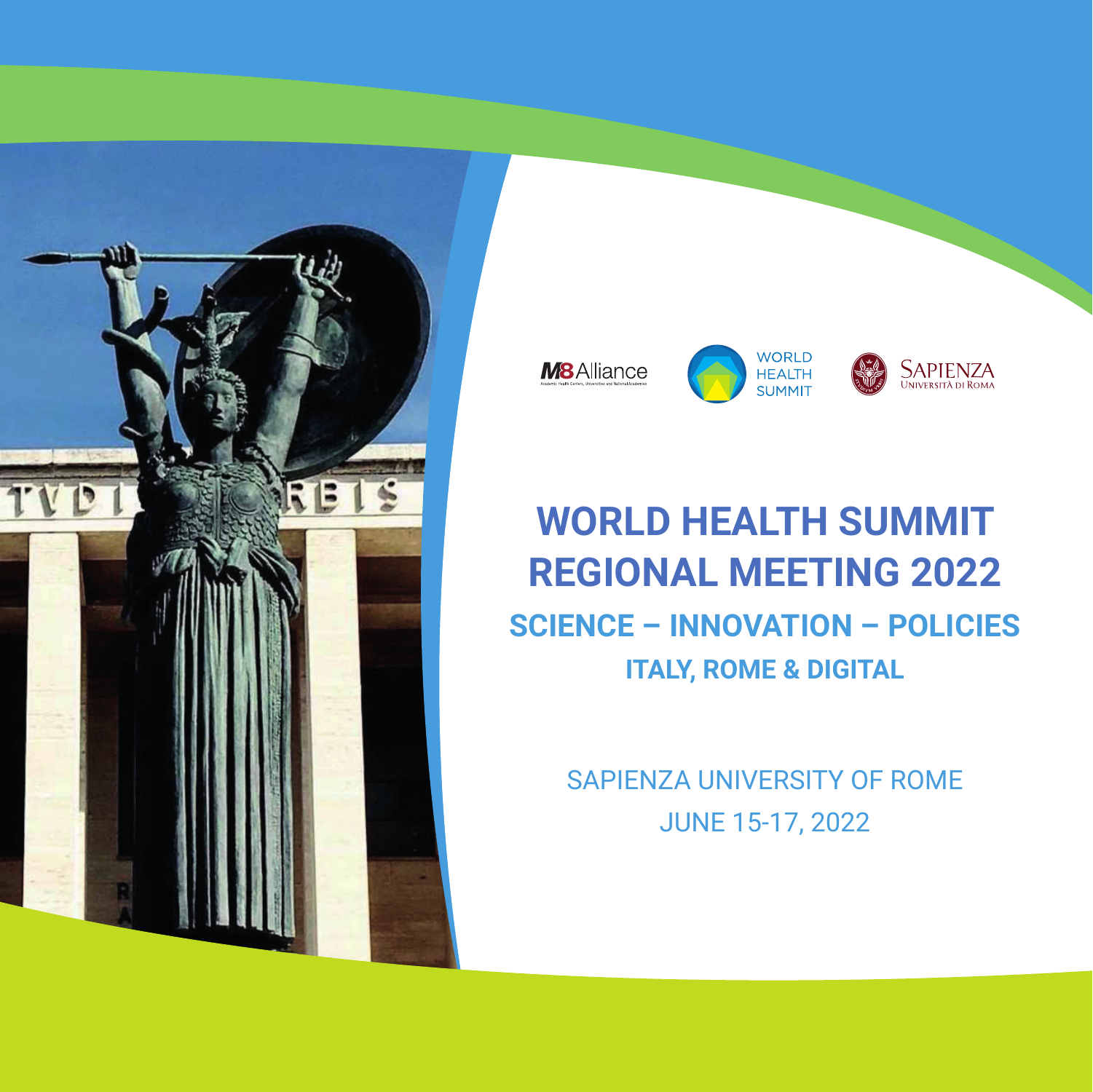M8 Alliance — Academic Health Centers, Universities and National Academies

WORLD HEALTH SUMMIT

SAPIENZA UNIVERSITÀ DI ROMA

# WORLD HEALTH SUMMIT REGIONAL MEETING 2022

## SCIENCE – INNOVATION – POLICIES

### ITALY, ROME & DIGITAL

SAPIENZA UNIVERSITY OF ROME

JUNE 15-17, 2022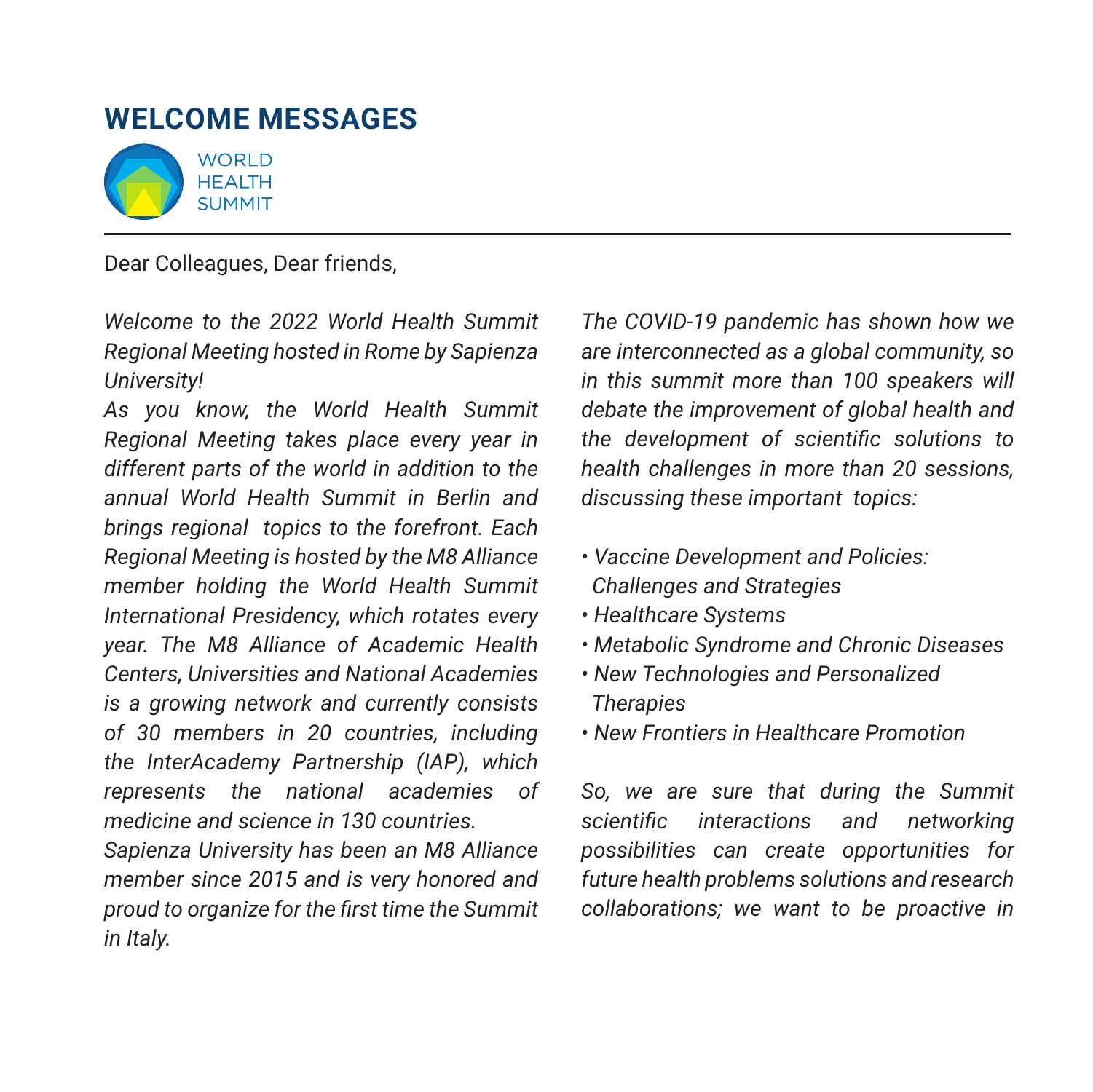# WELCOME MESSAGES

WORLD
HEALTH
SUMMIT

Dear Colleagues, Dear friends,

*Welcome to the 2022 World Health Summit Regional Meeting hosted in Rome by Sapienza University!*
*As you know, the World Health Summit Regional Meeting takes place every year in different parts of the world in addition to the annual World Health Summit in Berlin and brings regional topics to the forefront. Each Regional Meeting is hosted by the M8 Alliance member holding the World Health Summit International Presidency, which rotates every year. The M8 Alliance of Academic Health Centers, Universities and National Academies is a growing network and currently consists of 30 members in 20 countries, including the InterAcademy Partnership (IAP), which represents the national academies of medicine and science in 130 countries.*
*Sapienza University has been an M8 Alliance member since 2015 and is very honored and proud to organize for the first time the Summit in Italy.*

*The COVID-19 pandemic has shown how we are interconnected as a global community, so in this summit more than 100 speakers will debate the improvement of global health and the development of scientific solutions to health challenges in more than 20 sessions, discussing these important topics:*

- *Vaccine Development and Policies: Challenges and Strategies*
- *Healthcare Systems*
- *Metabolic Syndrome and Chronic Diseases*
- *New Technologies and Personalized Therapies*
- *New Frontiers in Healthcare Promotion*

*So, we are sure that during the Summit scientific interactions and networking possibilities can create opportunities for future health problems solutions and research collaborations; we want to be proactive in*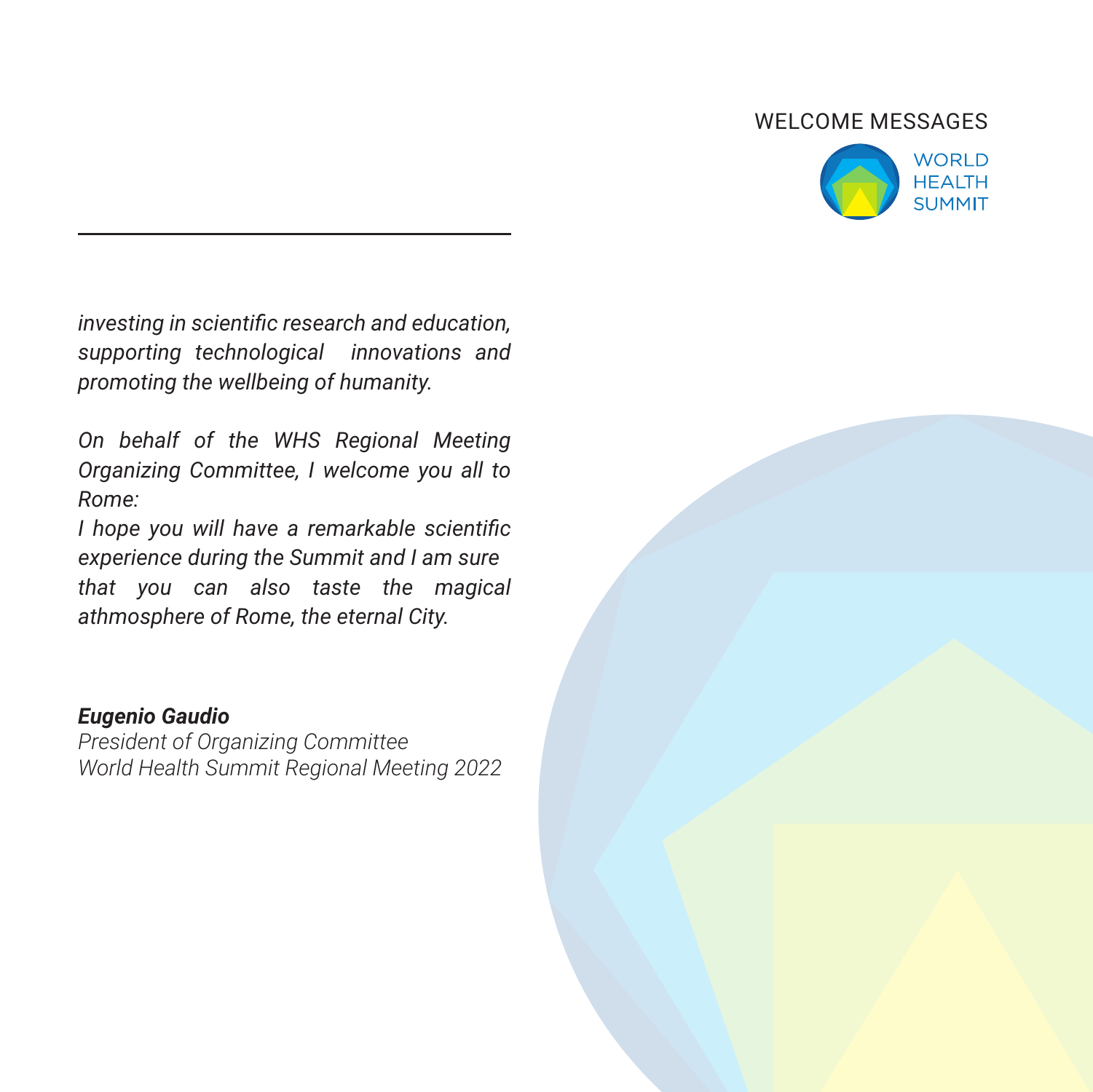*investing in scientific research and education, supporting technological innovations and promoting the wellbeing of humanity.*

*On behalf of the WHS Regional Meeting Organizing Committee, I welcome you all to Rome:*
*I hope you will have a remarkable scientific experience during the Summit and I am sure that you can also taste the magical athmosphere of Rome, the eternal City.*

***Eugenio Gaudio***
*President of Organizing Committee*
*World Health Summit Regional Meeting 2022*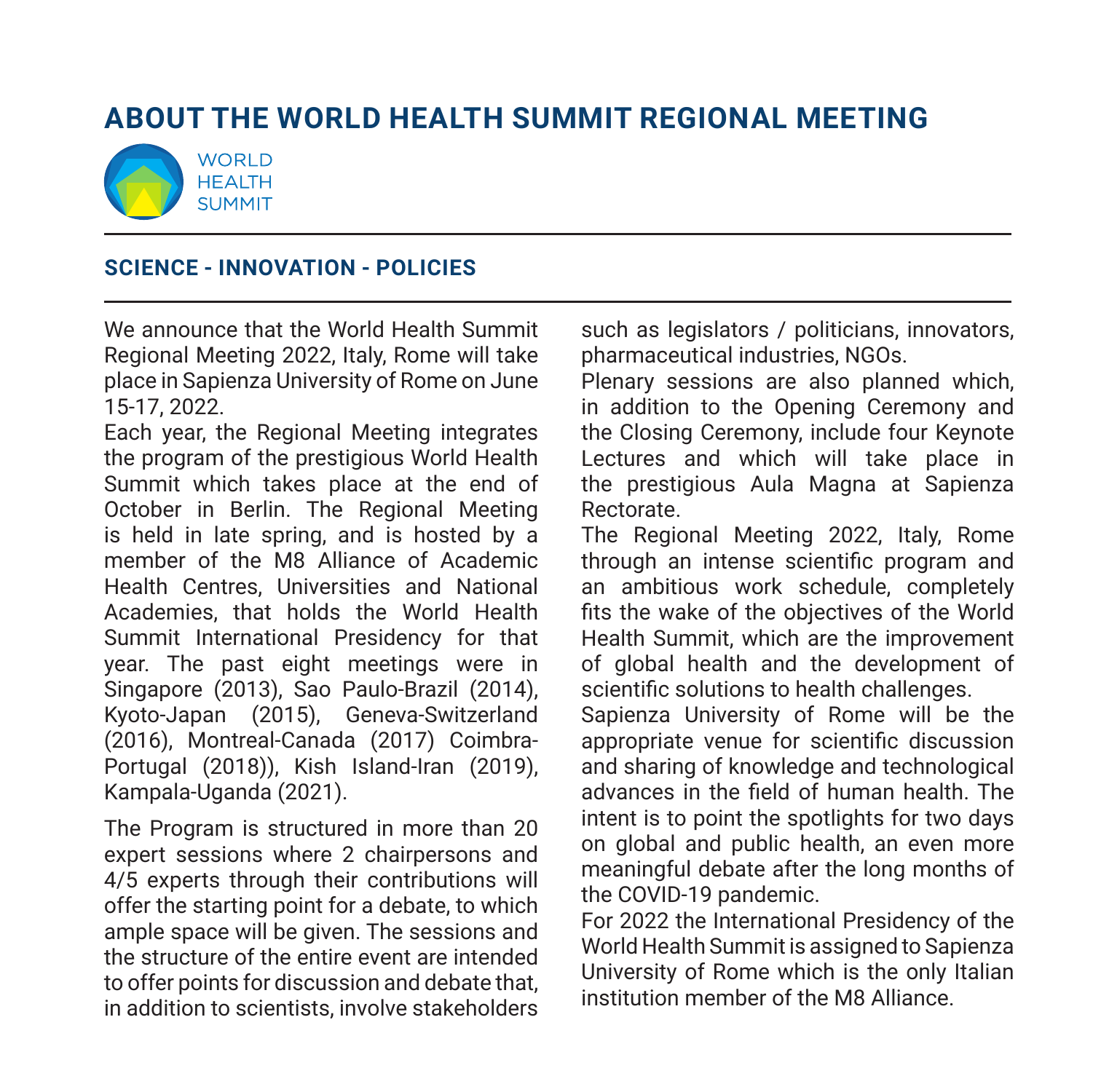# ABOUT THE WORLD HEALTH SUMMIT REGIONAL MEETING

WORLD
HEALTH
SUMMIT

## SCIENCE - INNOVATION - POLICIES

We announce that the World Health Summit Regional Meeting 2022, Italy, Rome will take place in Sapienza University of Rome on June 15-17, 2022.

Each year, the Regional Meeting integrates the program of the prestigious World Health Summit which takes place at the end of October in Berlin. The Regional Meeting is held in late spring, and is hosted by a member of the M8 Alliance of Academic Health Centres, Universities and National Academies, that holds the World Health Summit International Presidency for that year. The past eight meetings were in Singapore (2013), Sao Paulo-Brazil (2014), Kyoto-Japan (2015), Geneva-Switzerland (2016), Montreal-Canada (2017) Coimbra-Portugal (2018)), Kish Island-Iran (2019), Kampala-Uganda (2021).

The Program is structured in more than 20 expert sessions where 2 chairpersons and 4/5 experts through their contributions will offer the starting point for a debate, to which ample space will be given. The sessions and the structure of the entire event are intended to offer points for discussion and debate that, in addition to scientists, involve stakeholders such as legislators / politicians, innovators, pharmaceutical industries, NGOs.

Plenary sessions are also planned which, in addition to the Opening Ceremony and the Closing Ceremony, include four Keynote Lectures and which will take place in the prestigious Aula Magna at Sapienza Rectorate.

The Regional Meeting 2022, Italy, Rome through an intense scientific program and an ambitious work schedule, completely fits the wake of the objectives of the World Health Summit, which are the improvement of global health and the development of scientific solutions to health challenges.

Sapienza University of Rome will be the appropriate venue for scientific discussion and sharing of knowledge and technological advances in the field of human health. The intent is to point the spotlights for two days on global and public health, an even more meaningful debate after the long months of the COVID-19 pandemic.

For 2022 the International Presidency of the World Health Summit is assigned to Sapienza University of Rome which is the only Italian institution member of the M8 Alliance.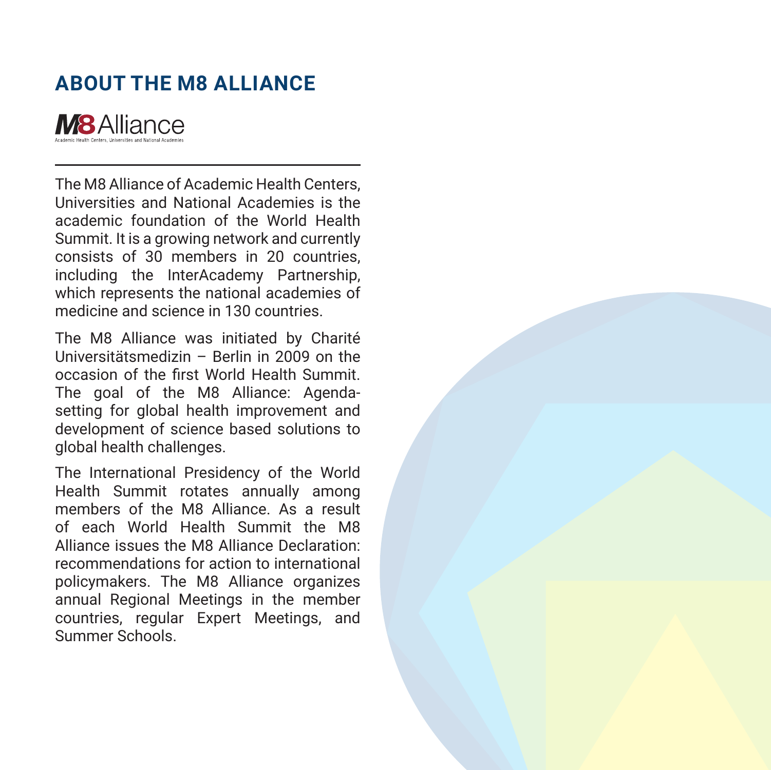## ABOUT THE M8 ALLIANCE

**M8 Alliance**
Academic Health Centers, Universities and National Academies

The M8 Alliance of Academic Health Centers, Universities and National Academies is the academic foundation of the World Health Summit. It is a growing network and currently consists of 30 members in 20 countries, including the InterAcademy Partnership, which represents the national academies of medicine and science in 130 countries.

The M8 Alliance was initiated by Charité Universitätsmedizin – Berlin in 2009 on the occasion of the first World Health Summit. The goal of the M8 Alliance: Agenda-setting for global health improvement and development of science based solutions to global health challenges.

The International Presidency of the World Health Summit rotates annually among members of the M8 Alliance. As a result of each World Health Summit the M8 Alliance issues the M8 Alliance Declaration: recommendations for action to international policymakers. The M8 Alliance organizes annual Regional Meetings in the member countries, regular Expert Meetings, and Summer Schools.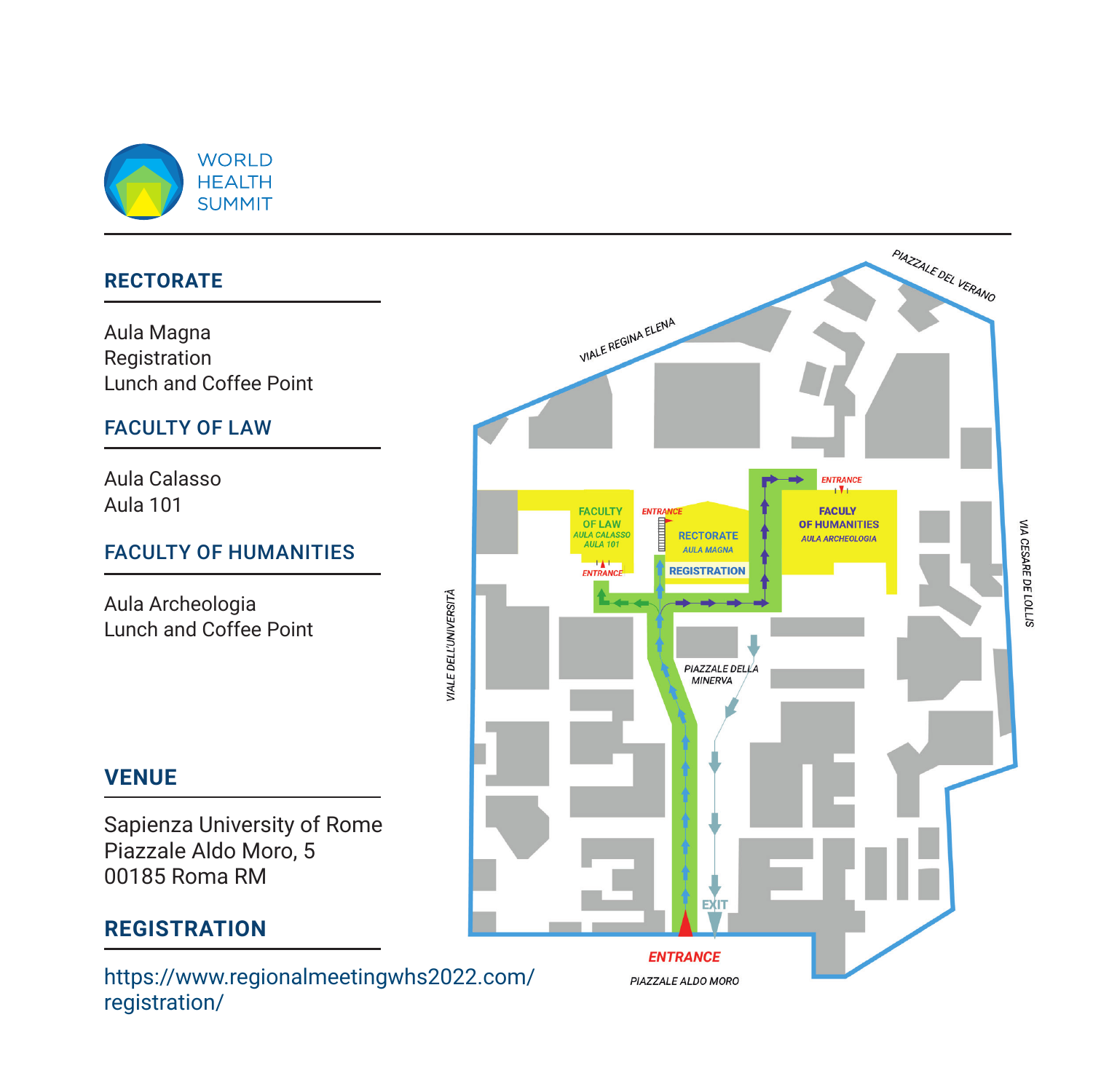WORLD HEALTH SUMMIT

## RECTORATE

Aula Magna
Registration
Lunch and Coffee Point

## FACULTY OF LAW

Aula Calasso
Aula 101

## FACULTY OF HUMANITIES

Aula Archeologia
Lunch and Coffee Point

## VENUE

Sapienza University of Rome
Piazzale Aldo Moro, 5
00185 Roma RM

## REGISTRATION

https://www.regionalmeetingwhs2022.com/registration/

PIAZZALE DEL VERANO
VIALE REGINA ELENA
VIA CESARE DE LOLLIS
VIALE DELL'UNIVERSITÀ
FACULTY OF LAW AULA CALASSO AULA 101
ENTRANCE
RECTORATE AULA MAGNA
REGISTRATION
ENTRANCE
FACULY OF HUMANITIES AULA ARCHEOLOGIA
ENTRANCE
PIAZZALE DELLA MINERVA
EXIT
ENTRANCE
PIAZZALE ALDO MORO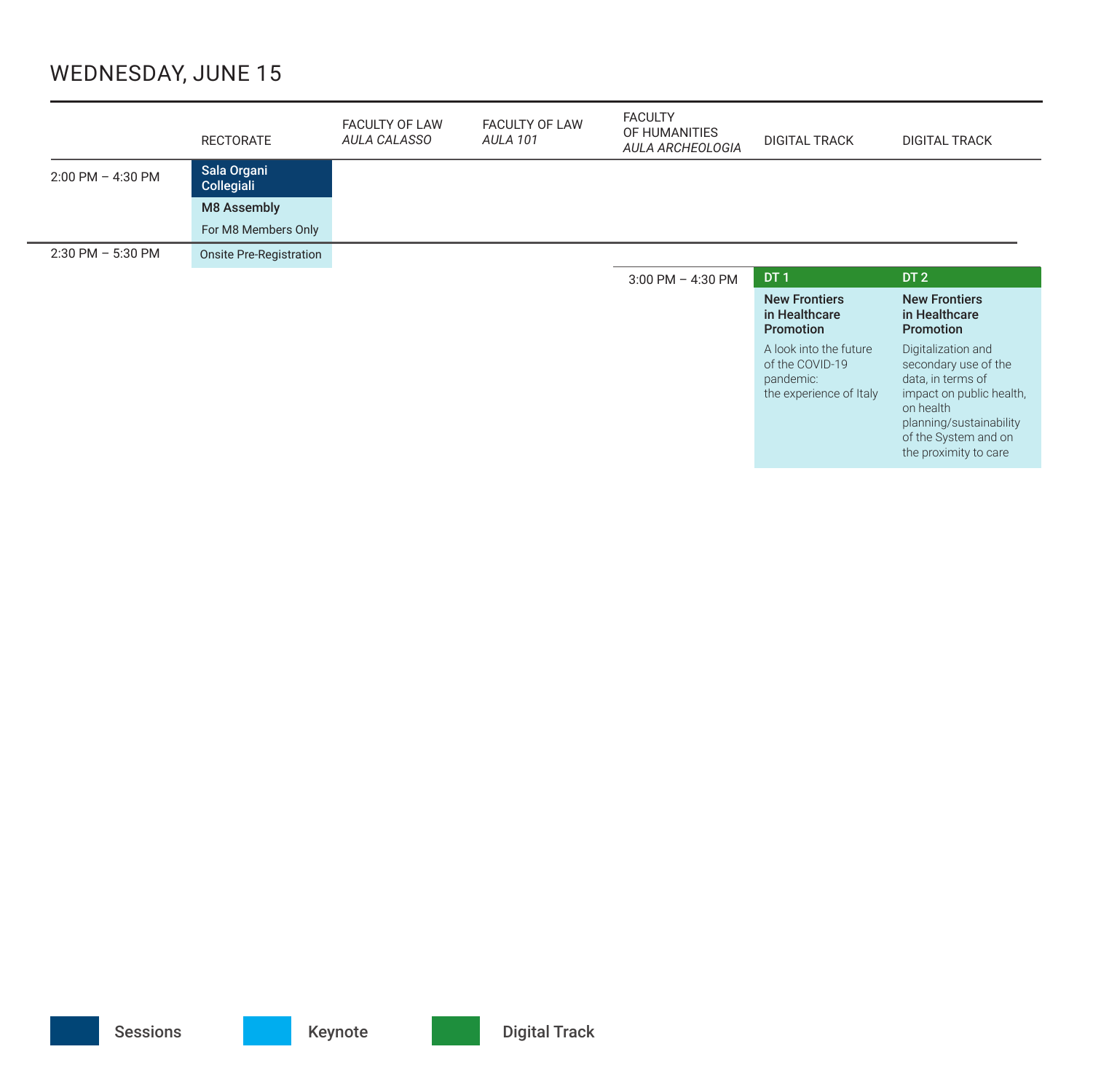# WEDNESDAY, JUNE 15

| | RECTORATE | FACULTY OF LAW *AULA CALASSO* | FACULTY OF LAW *AULA 101* | FACULTY OF HUMANITIES *AULA ARCHEOLOGIA* | DIGITAL TRACK | DIGITAL TRACK |
|---|---|---|---|---|---|---|
| 2:00 PM – 4:30 PM | **Sala Organi Collegiali** **M8 Assembly** For M8 Members Only | | | | | |
| 2:30 PM – 5:30 PM | Onsite Pre-Registration | | | | | |
| | | | | 3:00 PM – 4:30 PM | **DT 1** **New Frontiers in Healthcare Promotion** A look into the future of the COVID-19 pandemic: the experience of Italy | **DT 2** **New Frontiers in Healthcare Promotion** Digitalization and secondary use of the data, in terms of impact on public health, on health planning/sustainability of the System and on the proximity to care |

Sessions | Keynote | Digital Track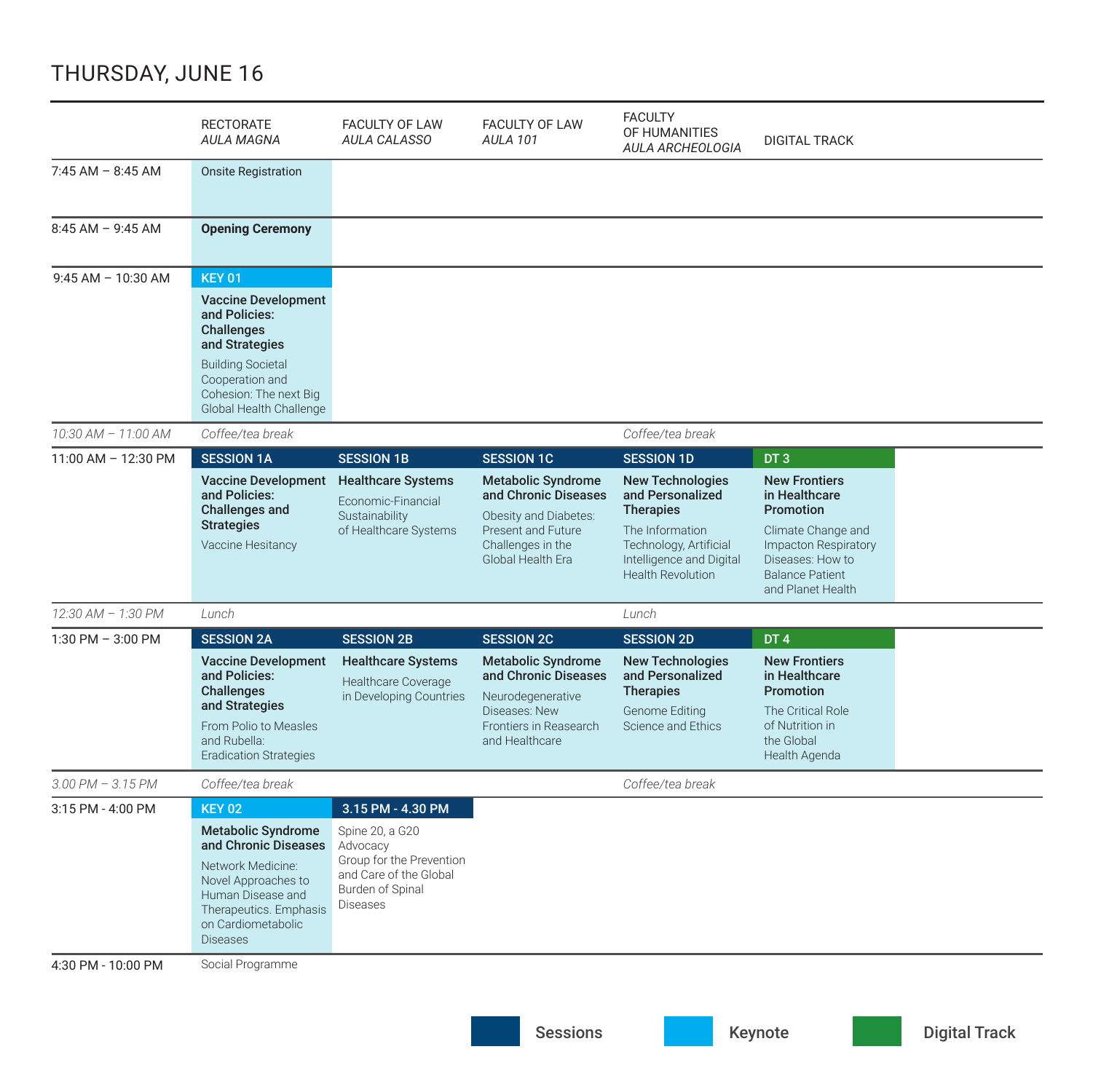# THURSDAY, JUNE 16

| | RECTORATE *AULA MAGNA* | FACULTY OF LAW *AULA CALASSO* | FACULTY OF LAW *AULA 101* | FACULTY OF HUMANITIES *AULA ARCHEOLOGIA* | DIGITAL TRACK |
|---|---|---|---|---|---|
| 7:45 AM – 8:45 AM | Onsite Registration | | | | |
| 8:45 AM – 9:45 AM | **Opening Ceremony** | | | | |
| 9:45 AM – 10:30 AM | **KEY 01** **Vaccine Development and Policies: Challenges and Strategies** Building Societal Cooperation and Cohesion: The next Big Global Health Challenge | | | | |
| *10:30 AM – 11:00 AM* | *Coffee/tea break* | | | *Coffee/tea break* | |
| 11:00 AM – 12:30 PM | **SESSION 1A** **Vaccine Development and Policies: Challenges and Strategies** Vaccine Hesitancy | **SESSION 1B** **Healthcare Systems** Economic-Financial Sustainability of Healthcare Systems | **SESSION 1C** **Metabolic Syndrome and Chronic Diseases** Obesity and Diabetes: Present and Future Challenges in the Global Health Era | **SESSION 1D** **New Technologies and Personalized Therapies** The Information Technology, Artificial Intelligence and Digital Health Revolution | **DT 3** **New Frontiers in Healthcare Promotion** Climate Change and Impacton Respiratory Diseases: How to Balance Patient and Planet Health |
| *12:30 AM – 1:30 PM* | *Lunch* | | | *Lunch* | |
| 1:30 PM – 3:00 PM | **SESSION 2A** **Vaccine Development and Policies: Challenges and Strategies** From Polio to Measles and Rubella: Eradication Strategies | **SESSION 2B** **Healthcare Systems** Healthcare Coverage in Developing Countries | **SESSION 2C** **Metabolic Syndrome and Chronic Diseases** Neurodegenerative Diseases: New Frontiers in Reasearch and Healthcare | **SESSION 2D** **New Technologies and Personalized Therapies** Genome Editing Science and Ethics | **DT 4** **New Frontiers in Healthcare Promotion** The Critical Role of Nutrition in the Global Health Agenda |
| *3.00 PM – 3.15 PM* | *Coffee/tea break* | | | *Coffee/tea break* | |
| 3:15 PM - 4:00 PM | **KEY 02** **Metabolic Syndrome and Chronic Diseases** Network Medicine: Novel Approaches to Human Disease and Therapeutics. Emphasis on Cardiometabolic Diseases | **3.15 PM - 4.30 PM** Spine 20, a G20 Advocacy Group for the Prevention and Care of the Global Burden of Spinal Diseases | | | |
| 4:30 PM - 10:00 PM | Social Programme | | | | |

Sessions | Keynote | Digital Track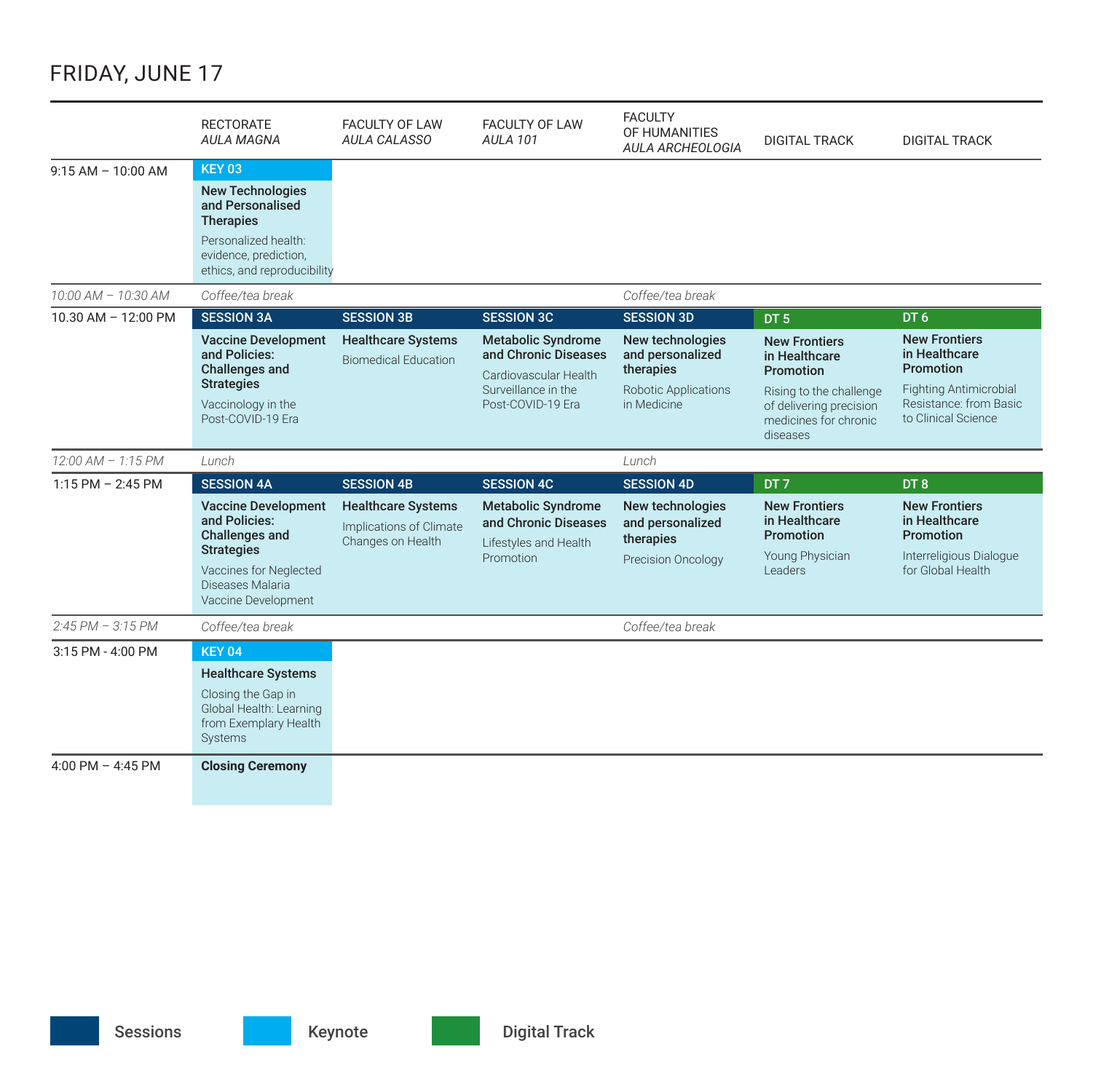# FRIDAY, JUNE 17

| | RECTORATE *AULA MAGNA* | FACULTY OF LAW *AULA CALASSO* | FACULTY OF LAW *AULA 101* | FACULTY OF HUMANITIES *AULA ARCHEOLOGIA* | DIGITAL TRACK | DIGITAL TRACK |
|---|---|---|---|---|---|---|
| 9:15 AM – 10:00 AM | **KEY 03** **New Technologies and Personalised Therapies** Personalized health: evidence, prediction, ethics, and reproducibility | | | | | |
| *10:00 AM – 10:30 AM* | *Coffee/tea break* | | | *Coffee/tea break* | | |
| 10.30 AM – 12:00 PM | **SESSION 3A** **Vaccine Development and Policies: Challenges and Strategies** Vaccinology in the Post-COVID-19 Era | **SESSION 3B** **Healthcare Systems** Biomedical Education | **SESSION 3C** **Metabolic Syndrome and Chronic Diseases** Cardiovascular Health Surveillance in the Post-COVID-19 Era | **SESSION 3D** **New technologies and personalized therapies** Robotic Applications in Medicine | **DT 5** **New Frontiers in Healthcare Promotion** Rising to the challenge of delivering precision medicines for chronic diseases | **DT 6** **New Frontiers in Healthcare Promotion** Fighting Antimicrobial Resistance: from Basic to Clinical Science |
| *12:00 AM – 1:15 PM* | *Lunch* | | | *Lunch* | | |
| 1:15 PM – 2:45 PM | **SESSION 4A** **Vaccine Development and Policies: Challenges and Strategies** Vaccines for Neglected Diseases Malaria Vaccine Development | **SESSION 4B** **Healthcare Systems** Implications of Climate Changes on Health | **SESSION 4C** **Metabolic Syndrome and Chronic Diseases** Lifestyles and Health Promotion | **SESSION 4D** **New technologies and personalized therapies** Precision Oncology | **DT 7** **New Frontiers in Healthcare Promotion** Young Physician Leaders | **DT 8** **New Frontiers in Healthcare Promotion** Interreligious Dialogue for Global Health |
| *2:45 PM – 3:15 PM* | *Coffee/tea break* | | | *Coffee/tea break* | | |
| 3:15 PM - 4:00 PM | **KEY 04** **Healthcare Systems** Closing the Gap in Global Health: Learning from Exemplary Health Systems | | | | | |
| 4:00 PM – 4:45 PM | **Closing Ceremony** | | | | | |

Sessions | Keynote | Digital Track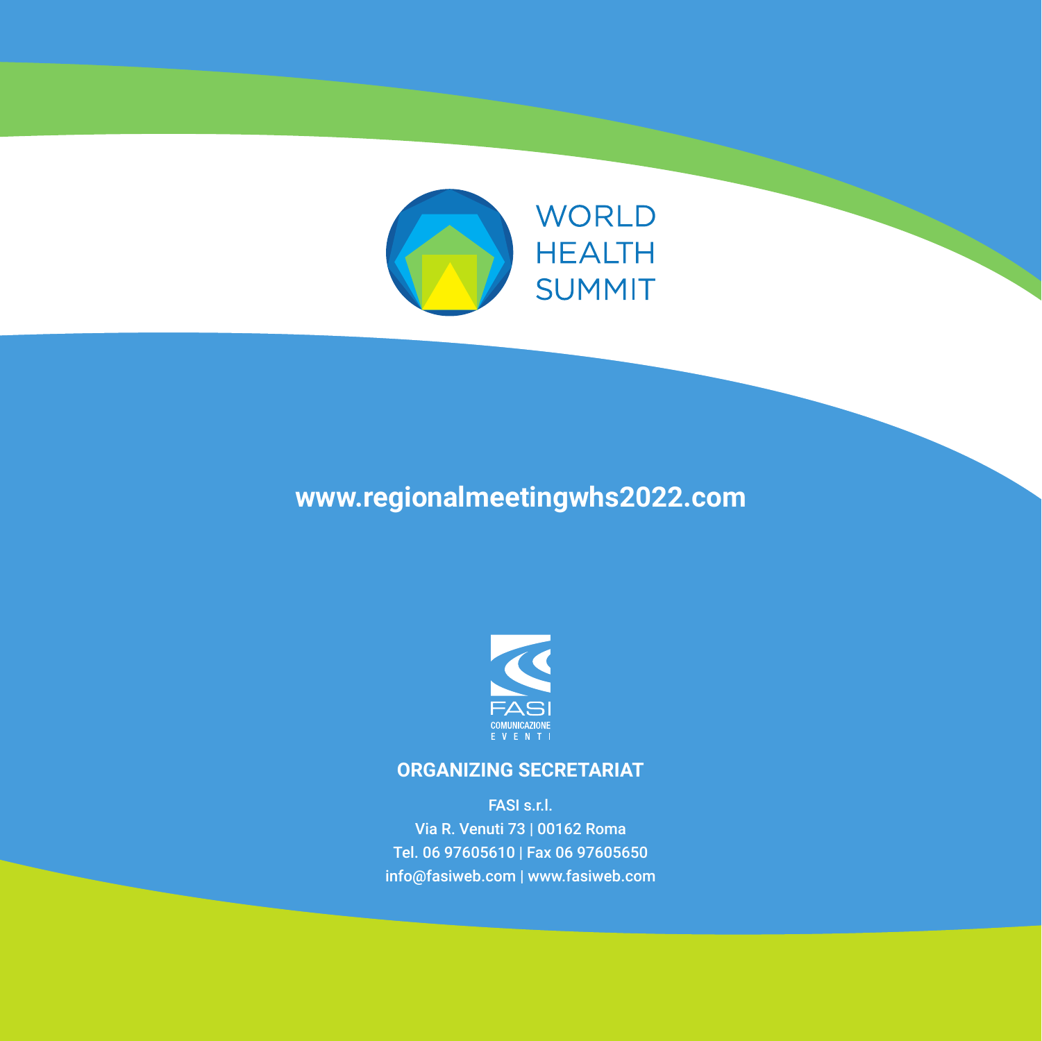WORLD
HEALTH
SUMMIT

**www.regionalmeetingwhs2022.com**

FASI
COMUNICAZIONE
EVENTI

**ORGANIZING SECRETARIAT**

FASI s.r.l.
Via R. Venuti 73 | 00162 Roma
Tel. 06 97605610 | Fax 06 97605650
info@fasiweb.com | www.fasiweb.com